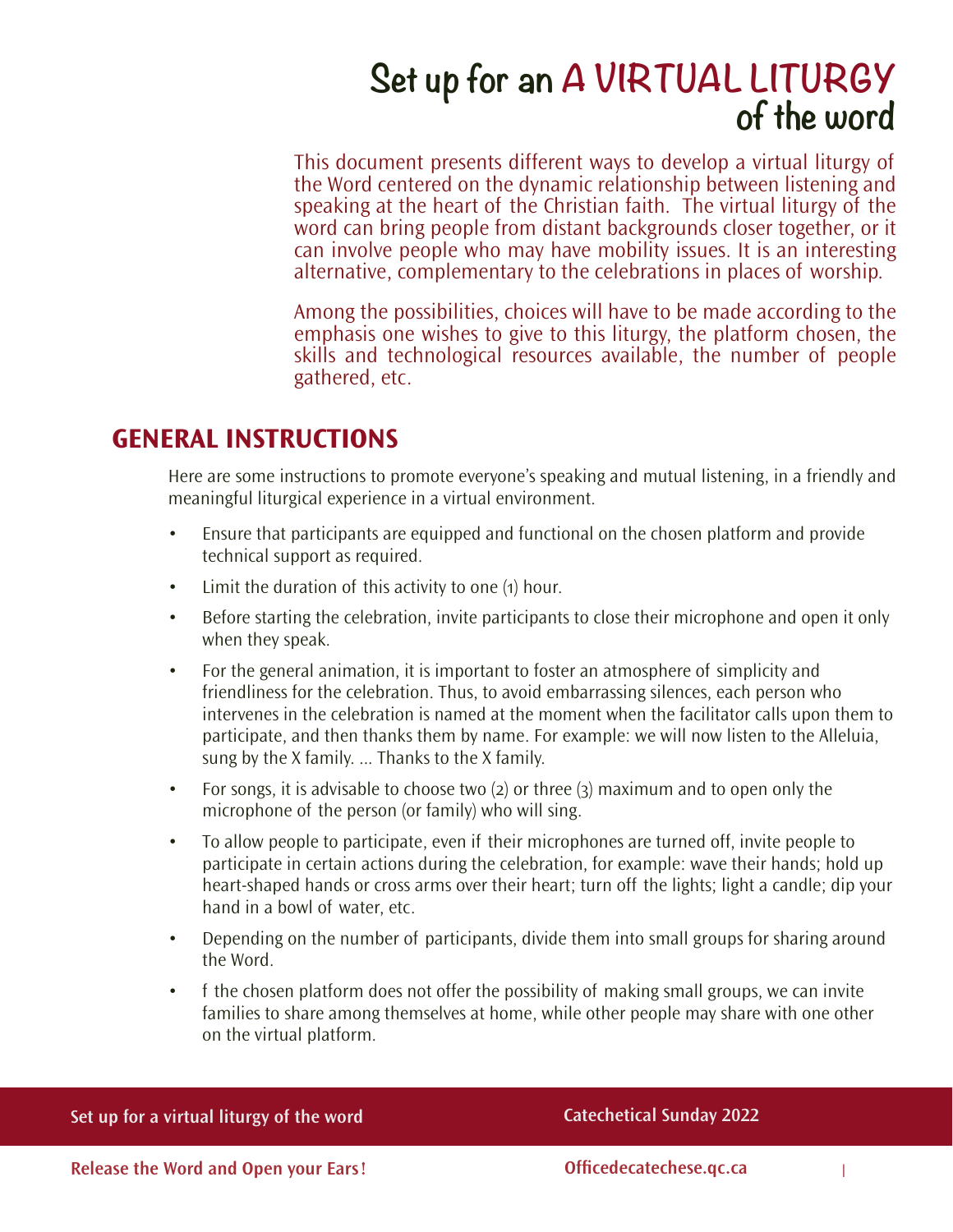# Set up for an A VIRTUAL LITURGY of the word

This document presents different ways to develop a virtual liturgy of the Word centered on the dynamic relationship between listening and speaking at the heart of the Christian faith. The virtual liturgy of the word can bring people from distant backgrounds closer together, or it can involve people who may have mobility issues. It is an interesting alternative, complementary to the celebrations in places of worship.

Among the possibilities, choices will have to be made according to the emphasis one wishes to give to this liturgy, the platform chosen, the skills and technological resources available, the number of people gathered, etc.

## GENERAL INSTRUCTIONS

Here are some instructions to promote everyone's speaking and mutual listening, in a friendly and meaningful liturgical experience in a virtual environment.

- Ensure that participants are equipped and functional on the chosen platform and provide technical support as required.
- Limit the duration of this activity to one (1) hour.
- Before starting the celebration, invite participants to close their microphone and open it only when they speak.
- For the general animation, it is important to foster an atmosphere of simplicity and friendliness for the celebration. Thus, to avoid embarrassing silences, each person who intervenes in the celebration is named at the moment when the facilitator calls upon them to participate, and then thanks them by name. For example: we will now listen to the Alleluia, sung by the X family. ... Thanks to the X family.
- For songs, it is advisable to choose two (2) or three (3) maximum and to open only the microphone of the person (or family) who will sing.
- To allow people to participate, even if their microphones are turned off, invite people to participate in certain actions during the celebration, for example: wave their hands; hold up heart-shaped hands or cross arms over their heart; turn off the lights; light a candle; dip your hand in a bowl of water, etc.
- Depending on the number of participants, divide them into small groups for sharing around the Word.
- f the chosen platform does not offer the possibility of making small groups, we can invite families to share among themselves at home, while other people may share with one other on the virtual platform.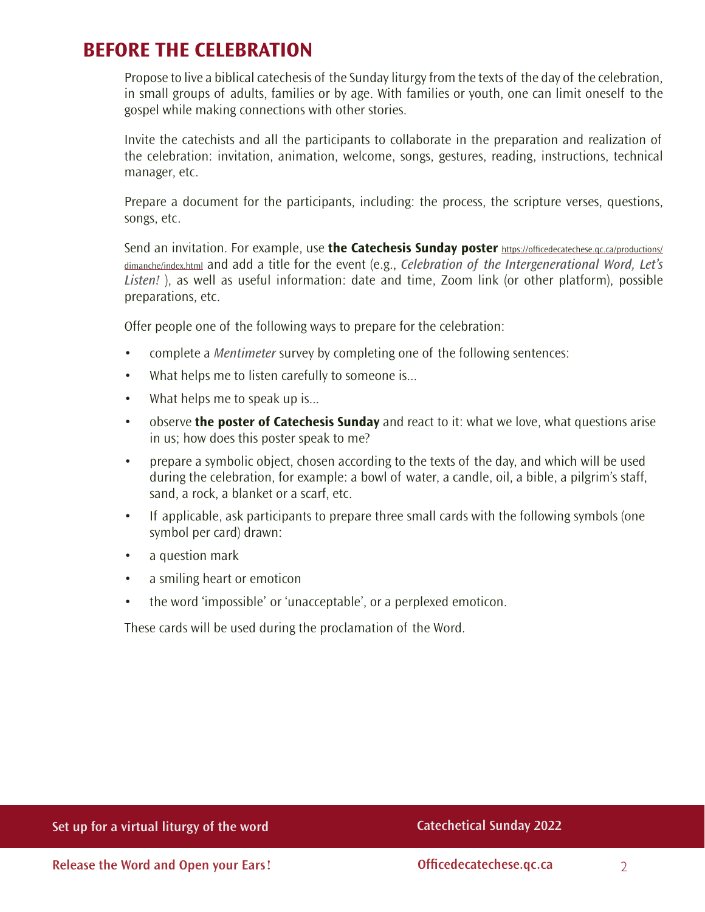# BEFORE THE CELEBRATION

Propose to live a biblical catechesis of the Sunday liturgy from the texts of the day of the celebration, in small groups of adults, families or by age. With families or youth, one can limit oneself to the gospel while making connections with other stories.

Invite the catechists and all the participants to collaborate in the preparation and realization of the celebration: invitation, animation, welcome, songs, gestures, reading, instructions, technical manager, etc.

Prepare a document for the participants, including: the process, the scripture verses, questions, songs, etc.

Send an invitation. For example, use **the Catechesis Sunday poster** https://officedecatechese.qc.ca/productions/dimanche/index.html and add a title for the event (e.g., *Celebration of the Intergenerational Word, Let's Listen!* ), as well as useful information: date and time, Zoom link (or other platform), possible preparations, etc.

Offer people one of the following ways to prepare for the celebration:

- complete a *Mentimeter* survey by completing one of the following sentences:
- What helps me to listen carefully to someone is...
- What helps me to speak up is...
- observe **the poster of Catechesis Sunday** and react to it: what we love, what questions arise in us; how does this poster speak to me?
- prepare a symbolic object, chosen according to the texts of the day, and which will be used during the celebration, for example: a bowl of water, a candle, oil, a bible, a pilgrim's staff, sand, a rock, a blanket or a scarf, etc.
- If applicable, ask participants to prepare three small cards with the following symbols (one symbol per card) drawn:
- a question mark
- a smiling heart or emoticon
- the word 'impossible' or 'unacceptable', or a perplexed emoticon.

These cards will be used during the proclamation of the Word.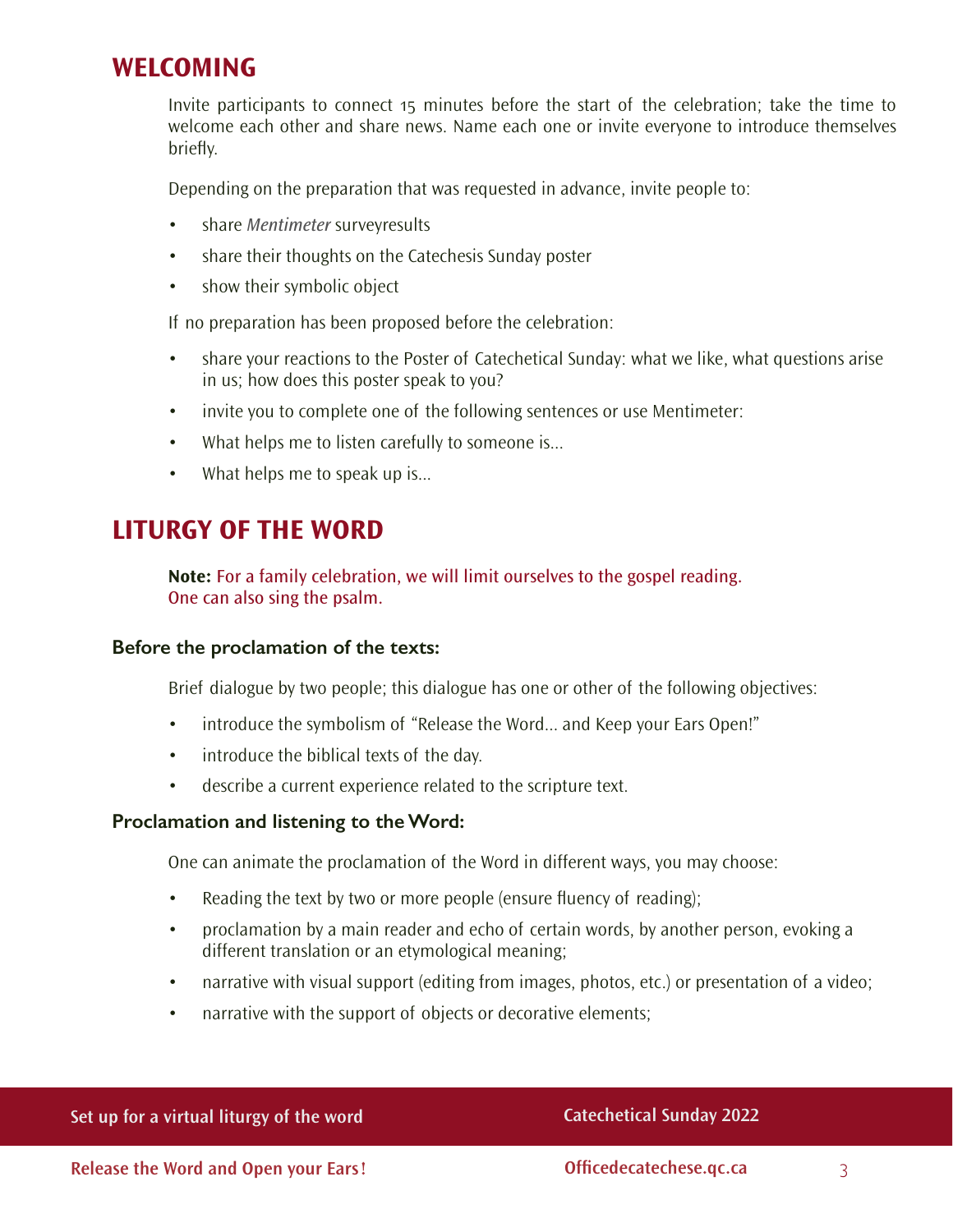## WELCOMING

Invite participants to connect 15 minutes before the start of the celebration; take the time to welcome each other and share news. Name each one or invite everyone to introduce themselves briefly.

Depending on the preparation that was requested in advance, invite people to:

- share *Mentimeter* surveyresults
- share their thoughts on the Catechesis Sunday poster
- show their symbolic object

If no preparation has been proposed before the celebration:

- share your reactions to the Poster of Catechetical Sunday: what we like, what questions arise in us; how does this poster speak to you?
- invite you to complete one of the following sentences or use Mentimeter:
- What helps me to listen carefully to someone is...
- What helps me to speak up is...

## LITURGY OF THE WORD

**Note:** For a family celebration, we will limit ourselves to the gospel reading.
One can also sing the psalm.

### Before the proclamation of the texts:

Brief dialogue by two people; this dialogue has one or other of the following objectives:

- introduce the symbolism of "Release the Word... and Keep your Ears Open!"
- introduce the biblical texts of the day.
- describe a current experience related to the scripture text.

### Proclamation and listening to the Word:

One can animate the proclamation of the Word in different ways, you may choose:

- Reading the text by two or more people (ensure fluency of reading);
- proclamation by a main reader and echo of certain words, by another person, evoking a different translation or an etymological meaning;
- narrative with visual support (editing from images, photos, etc.) or presentation of a video;
- narrative with the support of objects or decorative elements;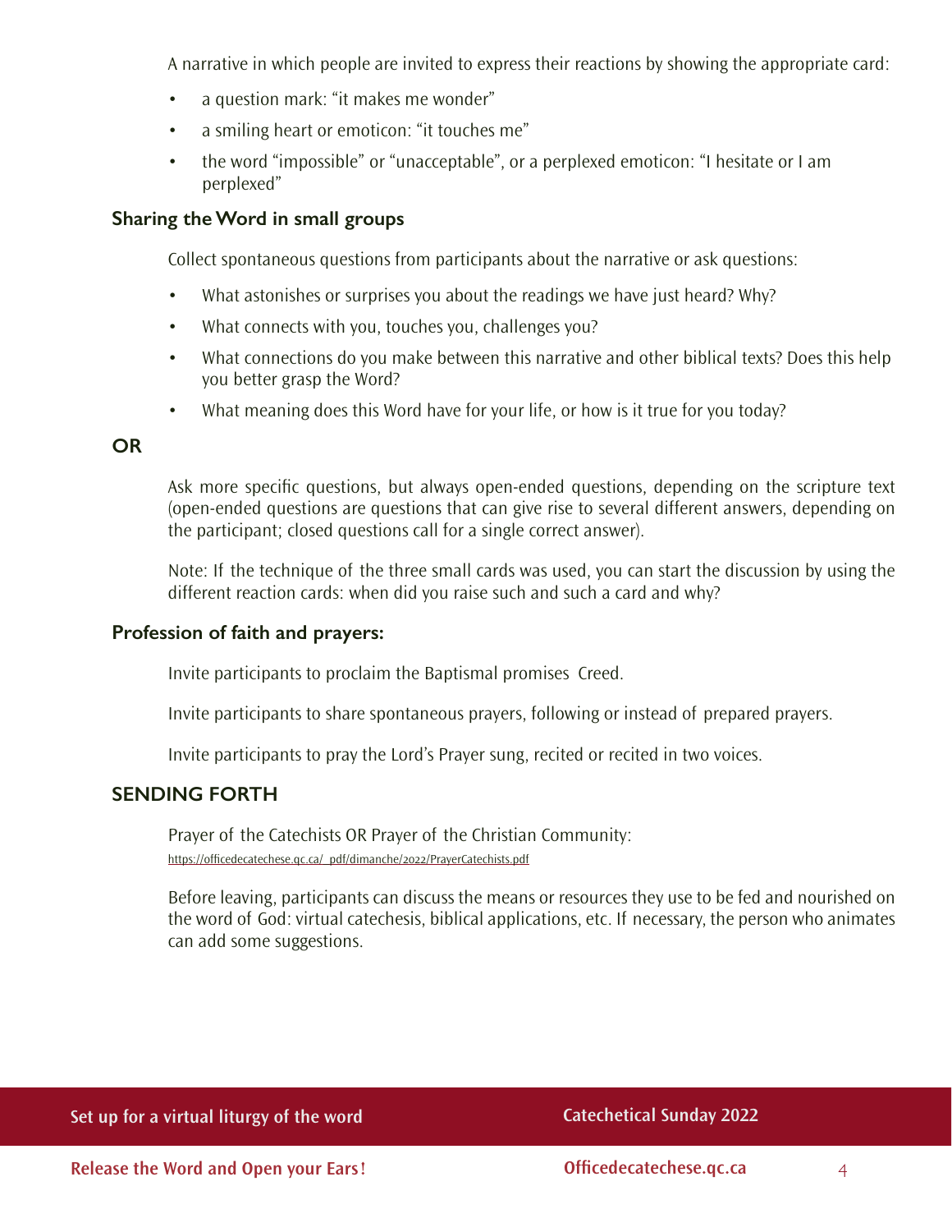A narrative in which people are invited to express their reactions by showing the appropriate card:

- a question mark: “it makes me wonder”
- a smiling heart or emoticon: “it touches me”
- the word “impossible” or “unacceptable”, or a perplexed emoticon: “I hesitate or I am perplexed”

### Sharing the Word in small groups

Collect spontaneous questions from participants about the narrative or ask questions:

- What astonishes or surprises you about the readings we have just heard? Why?
- What connects with you, touches you, challenges you?
- What connections do you make between this narrative and other biblical texts? Does this help you better grasp the Word?
- What meaning does this Word have for your life, or how is it true for you today?

**OR**

Ask more specific questions, but always open-ended questions, depending on the scripture text (open-ended questions are questions that can give rise to several different answers, depending on the participant; closed questions call for a single correct answer).

Note: If the technique of the three small cards was used, you can start the discussion by using the different reaction cards: when did you raise such and such a card and why?

### Profession of faith and prayers:

Invite participants to proclaim the Baptismal promises Creed.

Invite participants to share spontaneous prayers, following or instead of prepared prayers.

Invite participants to pray the Lord’s Prayer sung, recited or recited in two voices.

## SENDING FORTH

Prayer of the Catechists OR Prayer of the Christian Community:
https://officedecatechese.qc.ca/_pdf/dimanche/2022/PrayerCatechists.pdf

Before leaving, participants can discuss the means or resources they use to be fed and nourished on the word of God: virtual catechesis, biblical applications, etc. If necessary, the person who animates can add some suggestions.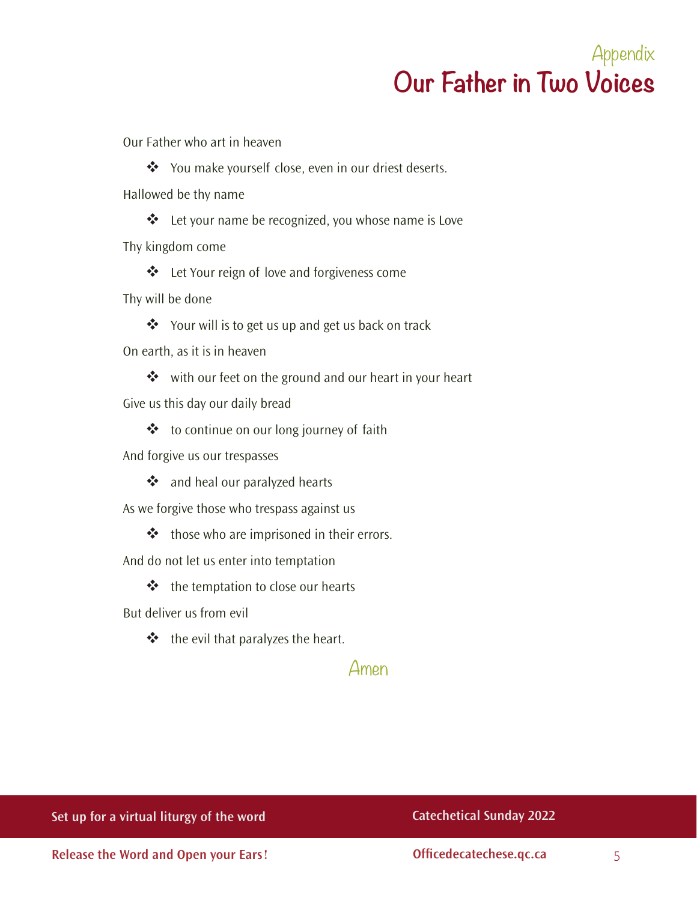Appendix

# Our Father in Two Voices

Our Father who art in heaven

- ❖ You make yourself close, even in our driest deserts.

Hallowed be thy name

- ❖ Let your name be recognized, you whose name is Love

Thy kingdom come

- ❖ Let Your reign of love and forgiveness come

Thy will be done

- ❖ Your will is to get us up and get us back on track

On earth, as it is in heaven

- ❖ with our feet on the ground and our heart in your heart

Give us this day our daily bread

- ❖ to continue on our long journey of faith

And forgive us our trespasses

- ❖ and heal our paralyzed hearts

As we forgive those who trespass against us

- ❖ those who are imprisoned in their errors.

And do not let us enter into temptation

- ❖ the temptation to close our hearts

But deliver us from evil

- ❖ the evil that paralyzes the heart.

Amen